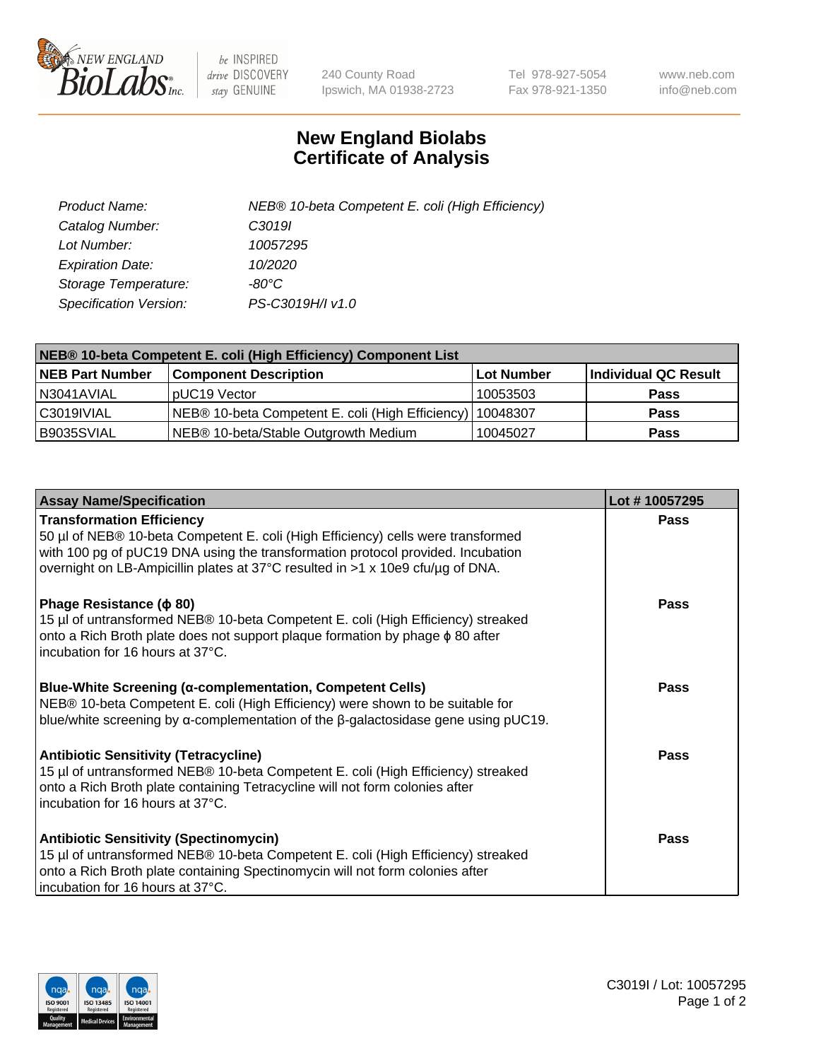# New England Biolabs Certificate of Analysis

| | |
|---|---|
| *Product Name:* | *NEB® 10-beta Competent E. coli (High Efficiency)* |
| *Catalog Number:* | *C3019I* |
| *Lot Number:* | *10057295* |
| *Expiration Date:* | *10/2020* |
| *Storage Temperature:* | *-80°C* |
| *Specification Version:* | *PS-C3019H/I v1.0* |

| NEB® 10-beta Competent E. coli (High Efficiency) Component List | | | |
|---|---|---|---|
| **NEB Part Number** | **Component Description** | **Lot Number** | **Individual QC Result** |
| N3041AVIAL | pUC19 Vector | 10053503 | **Pass** |
| C3019IVIAL | NEB® 10-beta Competent E. coli (High Efficiency) | 10048307 | **Pass** |
| B9035SVIAL | NEB® 10-beta/Stable Outgrowth Medium | 10045027 | **Pass** |

| Assay Name/Specification | Lot # 10057295 |
|---|---|
| **Transformation Efficiency**<br>50 µl of NEB® 10-beta Competent E. coli (High Efficiency) cells were transformed with 100 pg of pUC19 DNA using the transformation protocol provided. Incubation overnight on LB-Ampicillin plates at 37°C resulted in >1 x 10e9 cfu/µg of DNA. | **Pass** |
| **Phage Resistance (ϕ 80)**<br>15 µl of untransformed NEB® 10-beta Competent E. coli (High Efficiency) streaked onto a Rich Broth plate does not support plaque formation by phage ϕ 80 after incubation for 16 hours at 37°C. | **Pass** |
| **Blue-White Screening (α-complementation, Competent Cells)**<br>NEB® 10-beta Competent E. coli (High Efficiency) were shown to be suitable for blue/white screening by α-complementation of the β-galactosidase gene using pUC19. | **Pass** |
| **Antibiotic Sensitivity (Tetracycline)**<br>15 µl of untransformed NEB® 10-beta Competent E. coli (High Efficiency) streaked onto a Rich Broth plate containing Tetracycline will not form colonies after incubation for 16 hours at 37°C. | **Pass** |
| **Antibiotic Sensitivity (Spectinomycin)**<br>15 µl of untransformed NEB® 10-beta Competent E. coli (High Efficiency) streaked onto a Rich Broth plate containing Spectinomycin will not form colonies after incubation for 16 hours at 37°C. | **Pass** |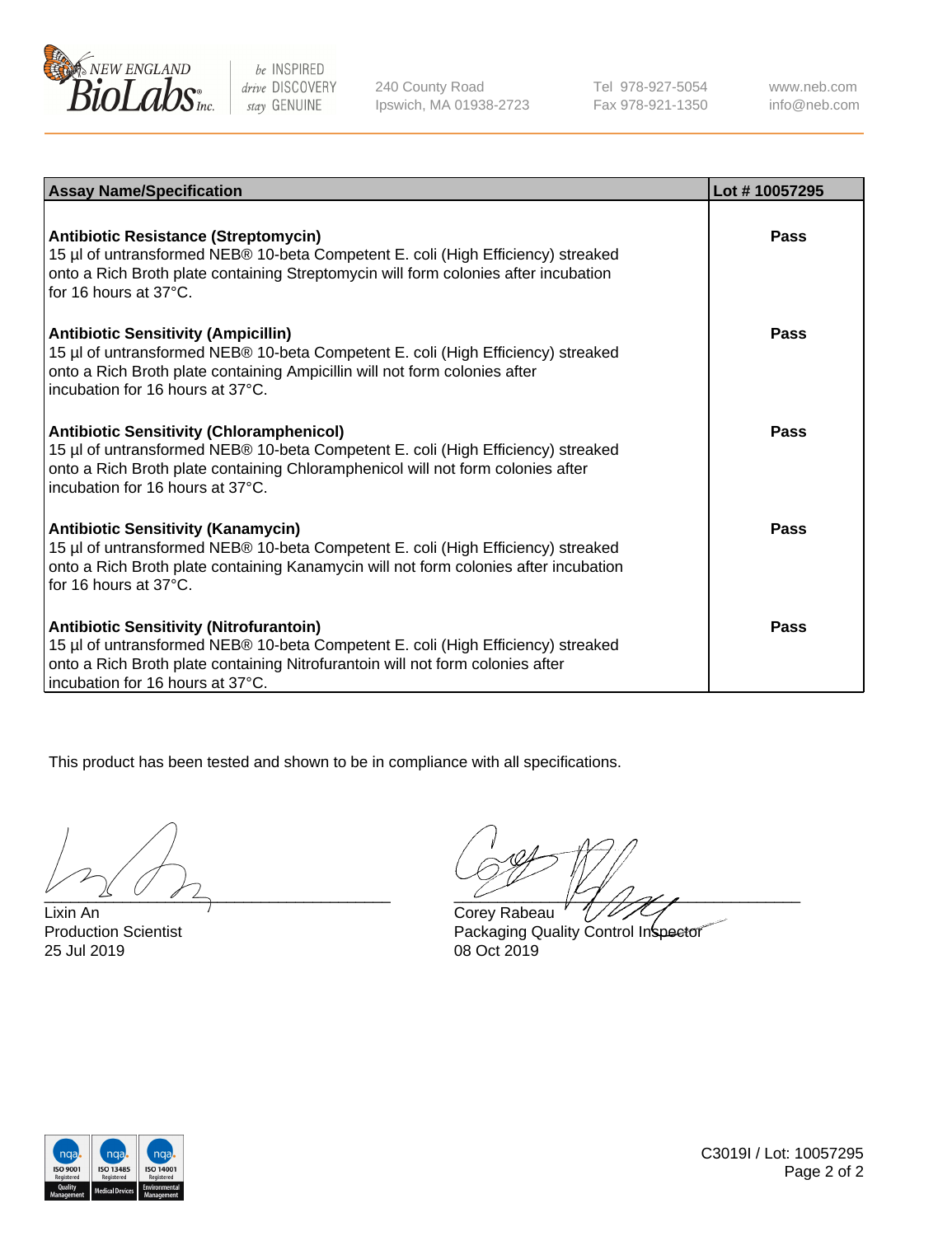| Assay Name/Specification | Lot # 10057295 |
|---|---|
| **Antibiotic Resistance (Streptomycin)**<br>15 µl of untransformed NEB® 10-beta Competent E. coli (High Efficiency) streaked onto a Rich Broth plate containing Streptomycin will form colonies after incubation for 16 hours at 37°C. | **Pass** |
| **Antibiotic Sensitivity (Ampicillin)**<br>15 µl of untransformed NEB® 10-beta Competent E. coli (High Efficiency) streaked onto a Rich Broth plate containing Ampicillin will not form colonies after incubation for 16 hours at 37°C. | **Pass** |
| **Antibiotic Sensitivity (Chloramphenicol)**<br>15 µl of untransformed NEB® 10-beta Competent E. coli (High Efficiency) streaked onto a Rich Broth plate containing Chloramphenicol will not form colonies after incubation for 16 hours at 37°C. | **Pass** |
| **Antibiotic Sensitivity (Kanamycin)**<br>15 µl of untransformed NEB® 10-beta Competent E. coli (High Efficiency) streaked onto a Rich Broth plate containing Kanamycin will not form colonies after incubation for 16 hours at 37°C. | **Pass** |
| **Antibiotic Sensitivity (Nitrofurantoin)**<br>15 µl of untransformed NEB® 10-beta Competent E. coli (High Efficiency) streaked onto a Rich Broth plate containing Nitrofurantoin will not form colonies after incubation for 16 hours at 37°C. | **Pass** |

This product has been tested and shown to be in compliance with all specifications.

Lixin An
Production Scientist
25 Jul 2019

Corey Rabeau
Packaging Quality Control Inspector
08 Oct 2019

C3019I / Lot: 10057295